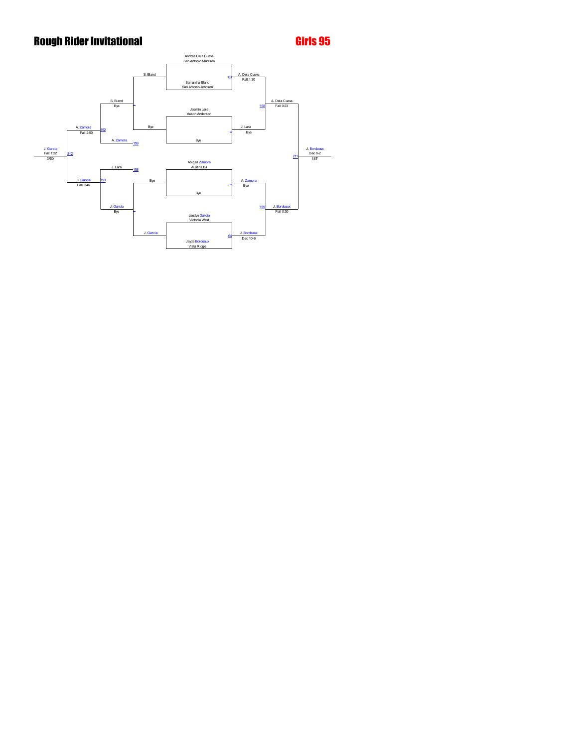# Rough Rider Invitational

## Girls 95

**Championship Bracket**

Entrants:
- Andrea Dela Cueva, San Antonio Madison
- Samantha Bland, San Antonio Johnson
- Jasmin Lara, Austin Anderson
- Bye
- Abigail Zamora, Austin LBJ
- Bye
- Jaedyn Garcia, Victoria West
- Jayda Bordeaux, Vista Ridge

First Round:
- 63: A. Dela Cueva, Fall 1:30
- J. Lara, Bye
- A. Zamora, Bye
- 64: J. Bordeaux, Dec 10-6

Semifinals:
- 158: A. Dela Cueva, Fall 0:23
- 159: J. Bordeaux, Fall 0:30

Final:
- 211: J. Bordeaux, Dec 8-2, 1ST

**Consolation Bracket**

First Round:
- S. Bland vs Bye: S. Bland, Bye
- Bye vs J. Garcia: J. Garcia, Bye

Second Round:
- 192: A. Zamora (159), Fall 2:50
- 193: J. Lara (158) vs J. Garcia: J. Garcia, Fall 0:46

Third Place:
- 212: J. Garcia, Fall 1:22, 3RD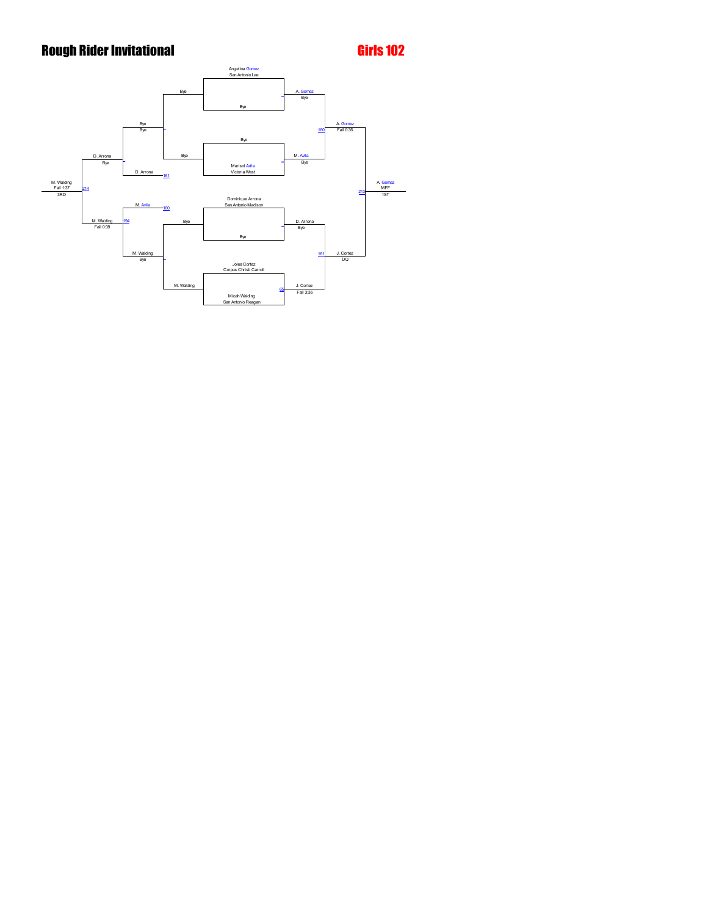# Rough Rider Invitational

## Girls 102

**Championship Bracket**

Round 1:
- Angelina Gomez (San Antonio Lee) vs Bye → A. Gomez, Bye
- Bye vs Marisol Avila (Victoria West) → M. Avila, Bye
- Dominique Arrona (San Antonio Madison) vs Bye → D. Arrona, Bye
- Joiea Cortez (Corpus Christi Carroll) vs Micah Walding (San Antonio Reagan) → J. Cortez, Fall 3:36 (69)

Semifinals:
- A. Gomez vs M. Avila → A. Gomez, Fall 0:36 (160)
- D. Arrona vs J. Cortez → J. Cortez, DQ (161)

Final:
- A. Gomez vs J. Cortez → A. Gomez, MFF, 1ST (213)

**Consolation Bracket**

- Bye vs Bye → Bye, Bye
- Bye vs M. Walding → M. Walding, Bye
- Bye vs D. Arrona (161) → D. Arrona, Bye
- M. Avila (160) vs M. Walding → M. Walding, Fall 0:39 (194)
- D. Arrona vs M. Walding → M. Walding, Fall 1:37, 3RD (214)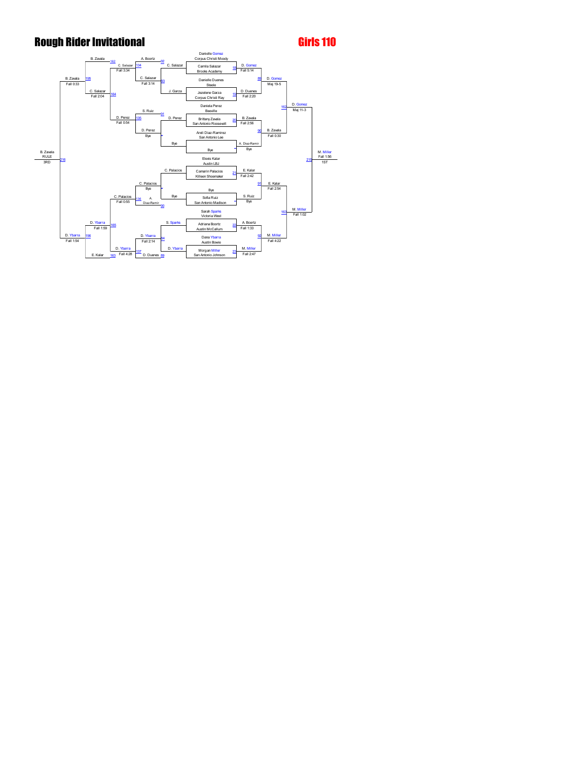# Rough Rider Invitational

# Girls 110

## Championship Bracket

| Wrestler | School | Bout | Winner | Result |
|---|---|---|---|---|
| Danielle Gomez | Corpus Christi Moody | 18 | D. Gomez | Fall 5:14 |
| Camila Salazar | Brooks Academy | | | |
| Danielle Duenes | Steele | 19 | D. Duenes | Fall 2:20 |
| Jezelene Garza | Corpus Christi Ray | | | |
| Daniela Perez | Beeville | 20 | B. Zavala | Fall 2:56 |
| Brittany Zavala | San Antonio Roosevelt | | | |
| Areli Diaz-Ramirez | San Antonio Lee | - | A. Diaz-Ramir | Bye |
| Bye | | | | |
| Elexis Kalar | Austin LBJ | 21 | E. Kalar | Fall 2:42 |
| Camarin Palacios | Killeen Shoemaker | | | |
| Bye | | - | S. Ruiz | Bye |
| Sofia Ruiz | San Antonio Madison | | | |
| Sarah Sparks | Victoria West | 22 | A. Boortz | Fall 1:33 |
| Adriana Boortz | Austin McCallum | | | |
| Dana Ybarra | Austin Bowie | 23 | M. Miller | Fall 2:47 |
| Morgan Miller | San Antonio Johnson | | | |

| Bout | Matchup | Winner | Result |
|---|---|---|---|
| 89 | D. Gomez vs D. Duenes | D. Gomez | Maj 19-5 |
| 90 | B. Zavala vs A. Diaz-Ramir | B. Zavala | Fall 0:30 |
| 91 | E. Kalar vs S. Ruiz | E. Kalar | Fall 2:54 |
| 92 | A. Boortz vs M. Miller | M. Miller | Fall 4:22 |
| 162 | D. Gomez vs B. Zavala | D. Gomez | Maj 11-3 |
| 163 | E. Kalar vs M. Miller | M. Miller | Fall 1:02 |
| 219 | D. Gomez vs M. Miller | M. Miller (1ST) | Fall 1:56 |

## Consolation Bracket

| Bout | Matchup | Winner | Result |
|---|---|---|---|
| 93 | C. Salazar vs J. Garza | C. Salazar | Fall 3:14 |
| - | D. Perez vs Bye | D. Perez | Bye |
| - | C. Palacios vs Bye | C. Palacios | Bye |
| 94 | S. Sparks vs D. Ybarra | D. Ybarra | Fall 2:14 |
| 134 | A. Boortz vs C. Salazar | C. Salazar | Fall 3:34 |
| 135 | S. Ruiz vs D. Perez | D. Perez | Fall 0:54 |
| 136 | C. Palacios vs A. Diaz-Ramir | C. Palacios | Fall 0:55 |
| 137 | D. Ybarra vs D. Duenes | D. Ybarra | Fall 4:28 |
| 164 | B. Zavala vs C. Salazar | C. Salazar | Fall 2:04 |
| 165 | D. Perez vs C. Palacios... | D. Ybarra | Fall 1:59 |
| 163 | D. Ybarra vs E. Kalar | | |
| 195 | | B. Zavala | Fall 0:33 |
| 196 | | D. Ybarra | Fall 1:54 |
| 216 | B. Zavala vs D. Ybarra | B. Zavala (3RD) | RULE |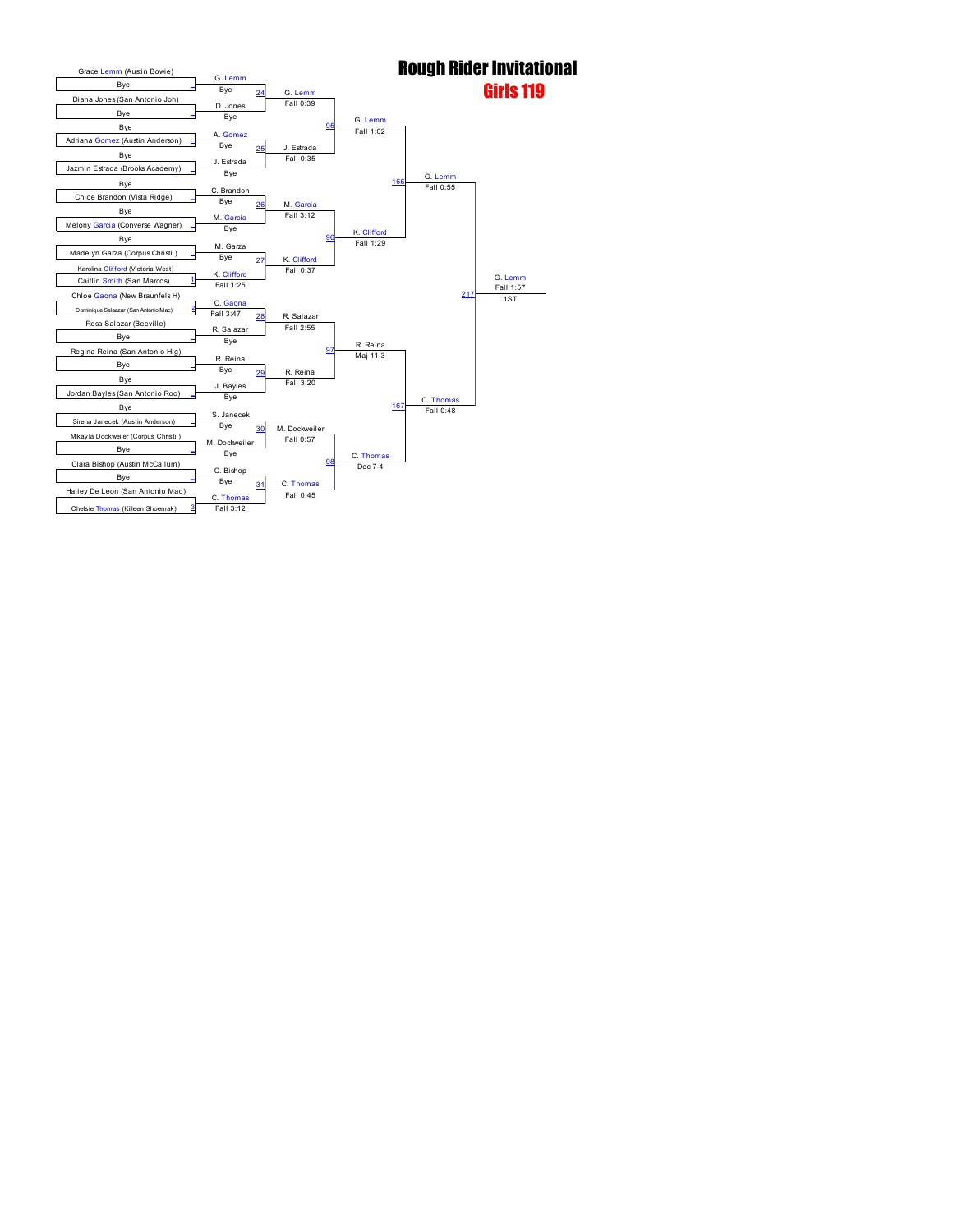# Rough Rider Invitational

## Girls 119

### First Round

| Wrestler | Opponent | Winner | Result | Bout |
| --- | --- | --- | --- | --- |
| Grace Lemm (Austin Bowie) | Bye | G. Lemm | Bye | 24 |
| Diana Jones (San Antonio Joh) | Bye | D. Jones | Bye | 24 |
| Bye | Adriana Gomez (Austin Anderson) | A. Gomez | Bye | 25 |
| Bye | Jazmin Estrada (Brooks Academy) | J. Estrada | Bye | 25 |
| Bye | Chloe Brandon (Vista Ridge) | C. Brandon | Bye | 26 |
| Bye | Melony Garcia (Converse Wagner) | M. Garcia | Bye | 26 |
| Bye | Madelyn Garza (Corpus Christi ) | M. Garza | Bye | 27 |
| Karolina Clifford (Victoria West) | Caitlin Smith (San Marcos) | K. Clifford | Fall 1:25 | 27 |
| Chloe Gaona (New Braunfels H) | Dominique Salazar (San Antonio Mac) | C. Gaona | Fall 3:47 | 28 |
| Rosa Salazar (Beeville) | Bye | R. Salazar | Bye | 28 |
| Regina Reina (San Antonio Hig) | Bye | R. Reina | Bye | 29 |
| Bye | Jordan Bayles (San Antonio Roo) | J. Bayles | Bye | 29 |
| Bye | Sirena Janecek (Austin Anderson) | S. Janecek | Bye | 30 |
| Mikayla Dockweiler (Corpus Christi ) | Bye | M. Dockweiler | Bye | 30 |
| Clara Bishop (Austin McCallum) | Bye | C. Bishop | Bye | 31 |
| Haliey De Leon (San Antonio Mad) | Chelsie Thomas (Killeen Shoemak) | C. Thomas | Fall 3:12 | 31 |

### Second Round

| Bout | Winner | Result |
| --- | --- | --- |
| 24 | G. Lemm | Fall 0:39 |
| 25 | J. Estrada | Fall 0:35 |
| 26 | M. Garcia | Fall 3:12 |
| 27 | K. Clifford | Fall 0:37 |
| 28 | R. Salazar | Fall 2:55 |
| 29 | R. Reina | Fall 3:20 |
| 30 | M. Dockweiler | Fall 0:57 |
| 31 | C. Thomas | Fall 0:45 |

### Quarterfinals

| Bout | Winner | Result |
| --- | --- | --- |
| 95 | G. Lemm | Fall 1:02 |
| 96 | K. Clifford | Fall 1:29 |
| 97 | R. Reina | Maj 11-3 |
| 98 | C. Thomas | Dec 7-4 |

### Semifinals

| Bout | Winner | Result |
| --- | --- | --- |
| 166 | G. Lemm | Fall 0:55 |
| 167 | C. Thomas | Fall 0:48 |

### Final

| Bout | Winner | Result | Place |
| --- | --- | --- | --- |
| 217 | G. Lemm | Fall 1:57 | 1ST |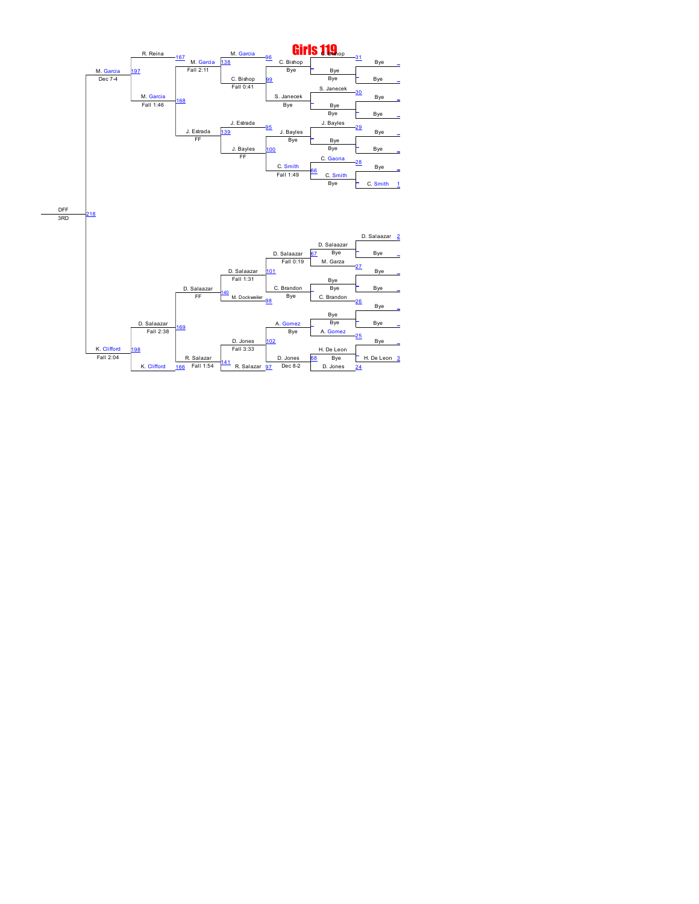# Girls 119

**Consolation Bracket**

| First Round | Bout | Second Round | Bout | Third Round | Bout | Fourth Round | Bout | Fifth Round | Bout | Sixth Round | Bout | Final |
|---|---|---|---|---|---|---|---|---|---|---|---|---|
| Bye / Bye | _ | C. Bishop / Bye | _ | C. Bishop / Bye | 99 | M. Garcia / C. Bishop (Fall 0:41) | 138 | M. Garcia (Fall 2:11) / R. Reina | 167 | R. Reina / M. Garcia (Fall 1:46) | 197 | M. Garcia (Dec 7-4) |
| Bye / Bye | _ | Bye / Bye | 31 | | | | | | | | | |
| Bye / Bye | _ | S. Janecek / Bye | 30 | S. Janecek / Bye | 96 | | | | | | | |
| Bye / Bye | _ | J. Bayles / Bye | 29 | J. Bayles / Bye | 100 | J. Estrada / J. Bayles (FF) | 139 | J. Estrada (FF) | 168 | | | |
| Bye / Bye | _ | C. Gaona / C. Smith | 28 | C. Smith (Fall 1:49) | 95 | | | | | | | |
| Bye / C. Smith | 1 | C. Smith / Bye | 66 | | | | | | | | | |
| D. Salaazar / Bye | 2 | D. Salaazar / Bye | 67 | D. Salaazar (Fall 0:19) / M. Garza | 101 | D. Salaazar (Fall 1:31) / M. Dockweiler | 140 | D. Salaazar (FF) | 169 | D. Salaazar (Fall 2:38) / K. Clifford | 198 | K. Clifford (Fall 2:04) |
| Bye / Bye | 27 | Bye / C. Brandon | 98 | C. Brandon / Bye | | | | | | | | |
| Bye / Bye | 26 | Bye / A. Gomez | 25 | A. Gomez / Bye | 102 | D. Jones (Fall 3:33) / R. Salazar | 141 | R. Salazar (Fall 1:54) | 166 | | | |
| Bye / H. De Leon | 3 | H. De Leon / Bye / D. Jones | 68 / 24 | D. Jones (Dec 8-2) / R. Salazar | 97 | | | | | | | |

| Match | Bout | Result |
|---|---|---|
| M. Garcia vs K. Clifford | 218 | DFF — 3RD |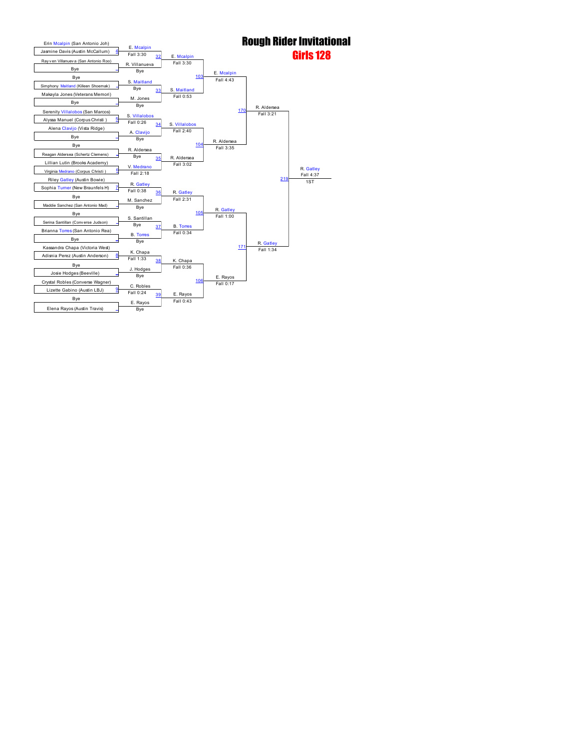# Rough Rider Invitational

## Girls 128

### Round 1

| Match | Wrestler 1 | Wrestler 2 | Winner | Result |
|---|---|---|---|---|
| 4 | Erin Mcalpin (San Antonio Joh) | Jasmine Davis (Austin McCallum) | E. Mcalpin | Fall 3:30 |
| | Rayven Villanueva (San Antonio Roo) | Bye | R. Villanueva | Bye |
| | Bye | Simphony Maitland (Killeen Shoemak) | S. Maitland | Bye |
| | Makayla Jones (Veterans Memori) | Bye | M. Jones | Bye |
| 5 | Serenity Villalobos (San Marcos) | Alyssa Manuel (Corpus Christi ) | S. Villalobos | Fall 0:26 |
| | Alena Clavijo (Vista Ridge) | Bye | A. Clavijo | Bye |
| | Bye | Reagan Aldersea (Schertz Clemens) | R. Aldersea | Bye |
| 6 | Lillian Lutin (Brooks Academy) | Virginia Medrano (Corpus Christi ) | V. Medrano | Fall 2:18 |
| 7 | Riley Gatley (Austin Bowie) | Sophia Turner (New Braunfels H) | R. Gatley | Fall 0:38 |
| | Bye | Maddie Sanchez (San Antonio Mad) | M. Sanchez | Bye |
| | Bye | Serina Santillan (Converse Judson) | S. Santillan | Bye |
| | Brianna Torres (San Antonio Rea) | Bye | B. Torres | Bye |
| 8 | Kassandra Chapa (Victoria West) | Adisnia Perez (Austin Anderson) | K. Chapa | Fall 1:33 |
| | Bye | Josie Hodges (Beeville) | J. Hodges | Bye |
| 9 | Crystal Robles (Converse Wagner) | Lizette Gabino (Austin LBJ) | C. Robles | Fall 0:24 |
| | Bye | Elena Rayos (Austin Travis) | E. Rayos | Bye |

### Round 2

| Match | Winner | Result |
|---|---|---|
| 32 | E. Mcalpin | Fall 3:30 |
| 33 | S. Maitland | Fall 0:53 |
| 34 | S. Villalobos | Fall 2:40 |
| 35 | R. Aldersea | Fall 3:02 |
| 36 | R. Gatley | Fall 2:31 |
| 37 | B. Torres | Fall 0:34 |
| 38 | K. Chapa | Fall 0:36 |
| 39 | E. Rayos | Fall 0:43 |

### Quarterfinals

| Match | Winner | Result |
|---|---|---|
| 103 | E. Mcalpin | Fall 4:43 |
| 104 | R. Aldersea | Fall 3:35 |
| 105 | R. Gatley | Fall 1:00 |
| 106 | E. Rayos | Fall 0:17 |

### Semifinals

| Match | Winner | Result |
|---|---|---|
| 170 | R. Aldersea | Fall 3:21 |
| 171 | R. Gatley | Fall 1:34 |

### Final

| Match | Winner | Result | Place |
|---|---|---|---|
| 219 | R. Gatley | Fall 4:37 | 1ST |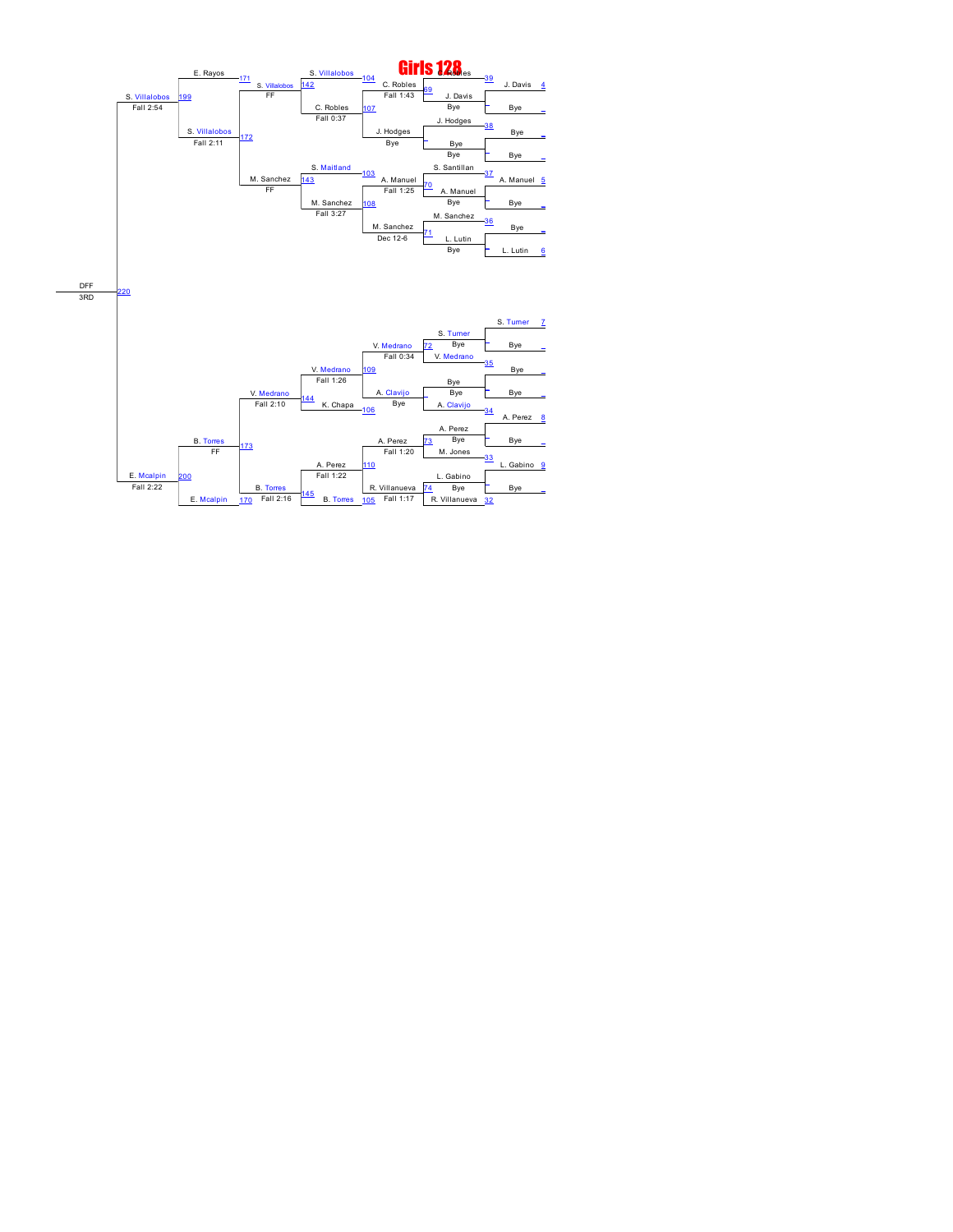# Girls 128

**Championship bracket (top half)**

| Bout | Wrestler 1 | Wrestler 2 | Winner | Result |
|---|---|---|---|---|
| 4 | J. Davis | Bye | J. Davis | |
| 5 | A. Manuel | Bye | A. Manuel | |
| 6 | Bye | L. Lutin | L. Lutin | |
| 39 | C. Robles | J. Davis | J. Davis | |
| 38 | J. Hodges | Bye | Bye | |
| 37 | S. Santillan | A. Manuel | A. Manuel | |
| 36 | M. Sanchez | L. Lutin | L. Lutin | |
| 69 | | | C. Robles | Fall 1:43 |
| | | | J. Hodges | Bye |
| 70 | | | A. Manuel | Fall 1:25 |
| 71 | | | M. Sanchez | Dec 12-6 |
| 104 | | | S. Villalobos | |
| 107 | | | C. Robles | Fall 0:37 |
| 103 | | | S. Maitland | |
| 108 | | | M. Sanchez | Fall 3:27 |
| 142 | | | S. Villalobos | FF |
| 143 | | | M. Sanchez | FF |
| 171 | | | E. Rayos | |
| 172 | | | S. Villalobos | Fall 2:11 |
| 199 | | | S. Villalobos | Fall 2:54 |

**Championship bracket (bottom half)**

| Bout | Wrestler 1 | Wrestler 2 | Winner | Result |
|---|---|---|---|---|
| 7 | S. Turner | Bye | S. Turner | |
| 35 | V. Medrano | Bye | V. Medrano | |
| 34 | Bye | A. Clavijo | A. Clavijo | |
| 8 | A. Perez | Bye | A. Perez | |
| 33 | M. Jones | | L. Gabino | |
| 9 | L. Gabino | Bye | L. Gabino | |
| 32 | R. Villanueva | Bye | R. Villanueva | |
| 72 | | | V. Medrano | Fall 0:34 |
| | | | A. Clavijo | Bye |
| 73 | | | A. Perez | Fall 1:20 |
| 74 | | | R. Villanueva | Fall 1:17 |
| 109 | | | V. Medrano | Fall 1:26 |
| 106 | | | K. Chapa | |
| 110 | | | A. Perez | Fall 1:22 |
| 105 | | | B. Torres | |
| 144 | | | V. Medrano | Fall 2:10 |
| 145 | | | B. Torres | Fall 2:16 |
| 173 | | | B. Torres | FF |
| 170 | | | E. Mcalpin | |
| 200 | | | E. Mcalpin | Fall 2:22 |

**220** — DFF — 3RD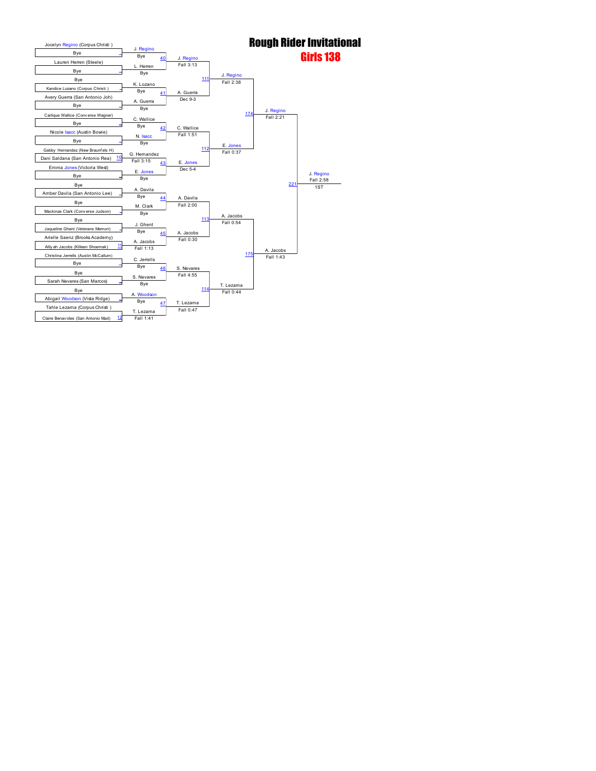# Rough Rider Invitational

## Girls 138

### First Round

| Bout | Wrestler 1 | Wrestler 2 | Winner | Result |
|---|---|---|---|---|
| | Jocelyn Regino (Corpus Christi ) | Bye | J. Regino | Bye |
| | Lauren Herren (Steele) | Bye | L. Herren | Bye |
| | Bye | Kandice Lozano (Corpus Christi ) | K. Lozano | Bye |
| | Avery Guerra (San Antonio Joh) | Bye | A. Guerra | Bye |
| | Carlique Wallice (Converse Wagner) | Bye | C. Wallice | Bye |
| | Nicole Isacc (Austin Bowie) | Bye | N. Isacc | Bye |
| 10 | Gabby Hernandez (New Braunfels H) | Dani Saldana (San Antonio Rea) | G. Hernandez | Fall 3:15 |
| | Emma Jones (Victoria West) | Bye | E. Jones | Bye |
| | Bye | Amber Davila (San Antonio Lee) | A. Davila | Bye |
| | Bye | Mackinze Clark (Converse Judson) | M. Clark | Bye |
| | Bye | Jaqueline Ghent (Veterans Memori) | J. Ghent | Bye |
| 11 | Arielle Saenz (Brooks Academy) | Alliyah Jacobs (Killeen Shoemak) | A. Jacobs | Fall 1:13 |
| | Christina Jerrells (Austin McCallum) | Bye | C. Jerrells | Bye |
| | Bye | Sarah Nevares (San Marcos) | S. Nevares | Bye |
| | Bye | Abigail Woodson (Vista Ridge) | A. Woodson | Bye |
| 12 | Tahle Lezama (Corpus Christi ) | Claire Benavides (San Antonio Mad) | T. Lezama | Fall 1:41 |

### Second Round

| Bout | Winner | Result |
|---|---|---|
| 40 | J. Regino | Fall 3:13 |
| 41 | A. Guerra | Dec 9-3 |
| 42 | C. Wallice | Fall 1:51 |
| 43 | E. Jones | Dec 5-4 |
| 44 | A. Davila | Fall 2:00 |
| 45 | A. Jacobs | Fall 0:30 |
| 46 | S. Nevares | Fall 4:55 |
| 47 | T. Lezama | Fall 0:47 |

### Quarterfinals

| Bout | Winner | Result |
|---|---|---|
| 111 | J. Regino | Fall 2:38 |
| 112 | E. Jones | Fall 0:37 |
| 113 | A. Jacobs | Fall 0:54 |
| 114 | T. Lezama | Fall 0:44 |

### Semifinals

| Bout | Winner | Result |
|---|---|---|
| 174 | J. Regino | Fall 2:21 |
| 175 | A. Jacobs | Fall 1:43 |

### Final

| Bout | Winner | Result | Place |
|---|---|---|---|
| 221 | J. Regino | Fall 2:58 | 1ST |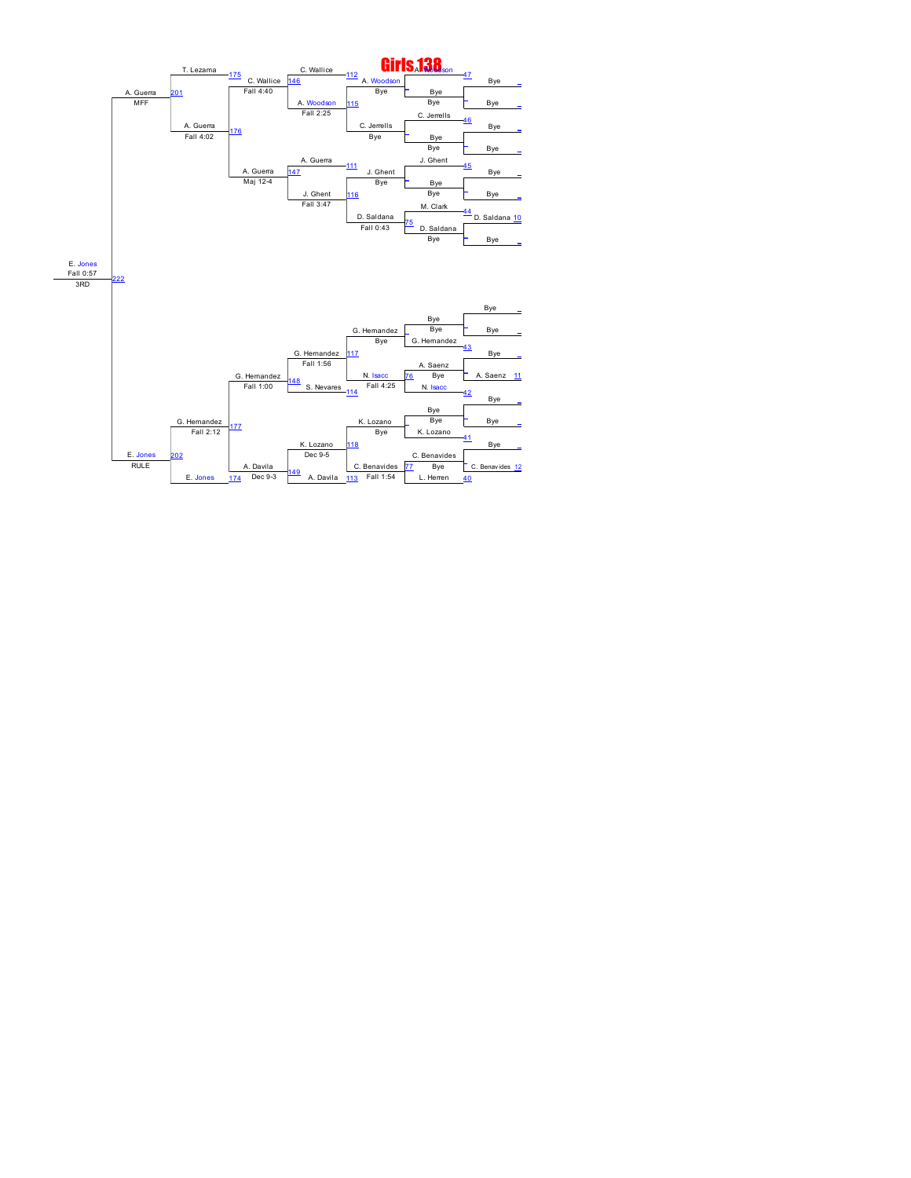# Girls 138

## Consolation Bracket

### Top half

| Round 1 | | Round 2 | | Round 3 | | Round 4 | | Round 5 | | Round 6 | | 3RD |
|---|---|---|---|---|---|---|---|---|---|---|---|---|
| Bye | _ | A. Woodson | 47 | A. Woodson (Bye) | | C. Wallice | 112 | C. Wallice (Fall 4:40) | 146 | T. Lezama | 175 | A. Guerra (MFF) | 201 |
| Bye | _ | Bye | | | | A. Woodson (Fall 2:25) | 115 | | | A. Guerra (Fall 4:02) | 176 | |
| Bye | _ | C. Jerrells | 46 | C. Jerrells (Bye) | | | | | | | | |
| Bye | _ | Bye | | | | | | | | | | |
| Bye | _ | J. Ghent | 45 | J. Ghent (Bye) | | A. Guerra | 111 | A. Guerra (Maj 12-4) | 147 | | | |
| Bye | _ | Bye | | | | J. Ghent (Fall 3:47) | 116 | | | | | |
| D. Saldana | 10 | M. Clark | 44 | D. Saldana (Fall 0:43) | 75 | | | | | | | |
| Bye | _ | D. Saldana (Bye) | | | | | | | | | | |

**E. Jones** — Fall 0:57 — 3RD — 222

### Bottom half

| Round 1 | | Round 2 | | Round 3 | | Round 4 | | Round 5 | | Round 6 | | 3RD |
|---|---|---|---|---|---|---|---|---|---|---|---|---|
| Bye | _ | Bye | | G. Hernandez (Bye) | | G. Hernandez (Fall 1:56) | 117 | G. Hernandez (Fall 1:00) | 148 | G. Hernandez (Fall 2:12) | 177 | E. Jones (RULE) | 202 |
| Bye | _ | G. Hernandez (Bye) | 43 | | | S. Nevares | 114 | | | E. Jones | 174 | |
| Bye | _ | A. Saenz | | N. Isacc (Fall 4:25) | 76 | | | | | | | |
| A. Saenz | 11 | N. Isacc (Bye) | 42 | | | | | | | | | |
| Bye | _ | Bye | | K. Lozano (Bye) | | K. Lozano (Dec 9-5) | 118 | A. Davila (Dec 9-3) | 149 | | | |
| Bye | _ | K. Lozano (Bye) | 41 | | | A. Davila | 113 | | | | | |
| Bye | _ | C. Benavides | | C. Benavides (Fall 1:54) | 77 | | | | | | | |
| C. Benavides | 12 | L. Herren (Bye) | 40 | | | | | | | | | |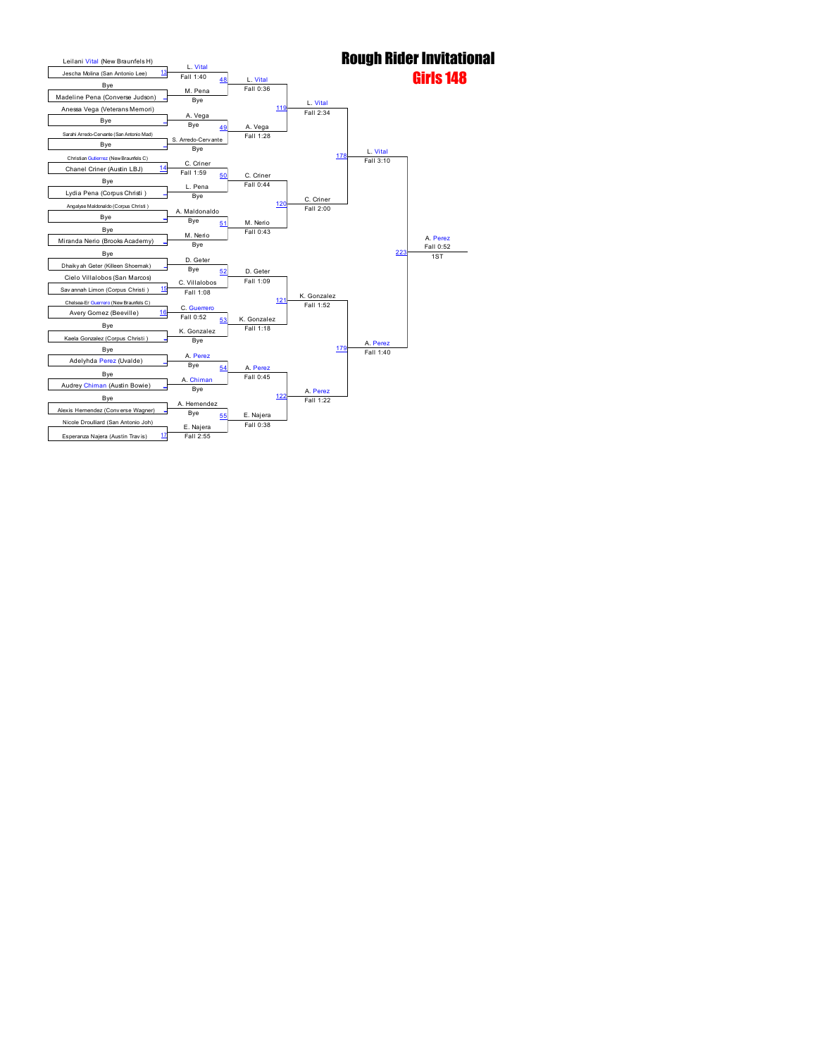# Rough Rider Invitational

## Girls 148

### Round 1 (First Round)

| Bout | Wrestler 1 | Wrestler 2 | Winner | Result |
|---|---|---|---|---|
| 13 | Leilani Vital (New Braunfels H) | Jescha Molina (San Antonio Lee) | L. Vital | Fall 1:40 |
| | Bye | Madeline Pena (Converse Judson) | M. Pena | Bye |
| | Anessa Vega (Veterans Memori) | Bye | A. Vega | Bye |
| | Sarahi Arredo-Cervante (San Antonio Mad) | Bye | S. Arredo-Cervante | Bye |
| 14 | Christian Gutierrez (New Braunfels C) | Chanel Criner (Austin LBJ) | C. Criner | Fall 1:59 |
| | Bye | Lydia Pena (Corpus Christi ) | L. Pena | Bye |
| | Angalyse Maldonaldo (Corpus Christi ) | Bye | A. Maldonaldo | Bye |
| | Bye | Miranda Nerio (Brooks Academy) | M. Nerio | Bye |
| | Bye | Dhaikyah Geter (Killeen Shoemak) | D. Geter | Bye |
| 15 | Cielo Villalobos (San Marcos) | Savannah Limon (Corpus Christi ) | C. Villalobos | Fall 1:08 |
| 16 | Chelsea-Er Guerrero (New Braunfels C) | Avery Gomez (Beeville) | C. Guerrero | Fall 0:52 |
| | Bye | Kaela Gonzalez (Corpus Christi ) | K. Gonzalez | Bye |
| | Bye | Adelyhda Perez (Uvalde) | A. Perez | Bye |
| | Bye | Audrey Chiman (Austin Bowie) | A. Chiman | Bye |
| | Bye | Alexis Hernendez (Converse Wagner) | A. Hernendez | Bye |
| 17 | Nicole Droulliard (San Antonio Joh) | Esperanza Najera (Austin Travis) | E. Najera | Fall 2:55 |

### Round 2

| Bout | Winner | Result |
|---|---|---|
| 48 | L. Vital | Fall 0:36 |
| 49 | A. Vega | Fall 1:28 |
| 50 | C. Criner | Fall 0:44 |
| 51 | M. Nerio | Fall 0:43 |
| 52 | D. Geter | Fall 1:09 |
| 53 | K. Gonzalez | Fall 1:18 |
| 54 | A. Perez | Fall 0:45 |
| 55 | E. Najera | Fall 0:38 |

### Quarterfinals

| Bout | Winner | Result |
|---|---|---|
| 119 | L. Vital | Fall 2:34 |
| 120 | C. Criner | Fall 2:00 |
| 121 | K. Gonzalez | Fall 1:52 |
| 122 | A. Perez | Fall 1:22 |

### Semifinals

| Bout | Winner | Result |
|---|---|---|
| 178 | L. Vital | Fall 3:10 |
| 179 | A. Perez | Fall 1:40 |

### Final

| Bout | Winner | Result | Place |
|---|---|---|---|
| 223 | A. Perez | Fall 0:52 | 1ST |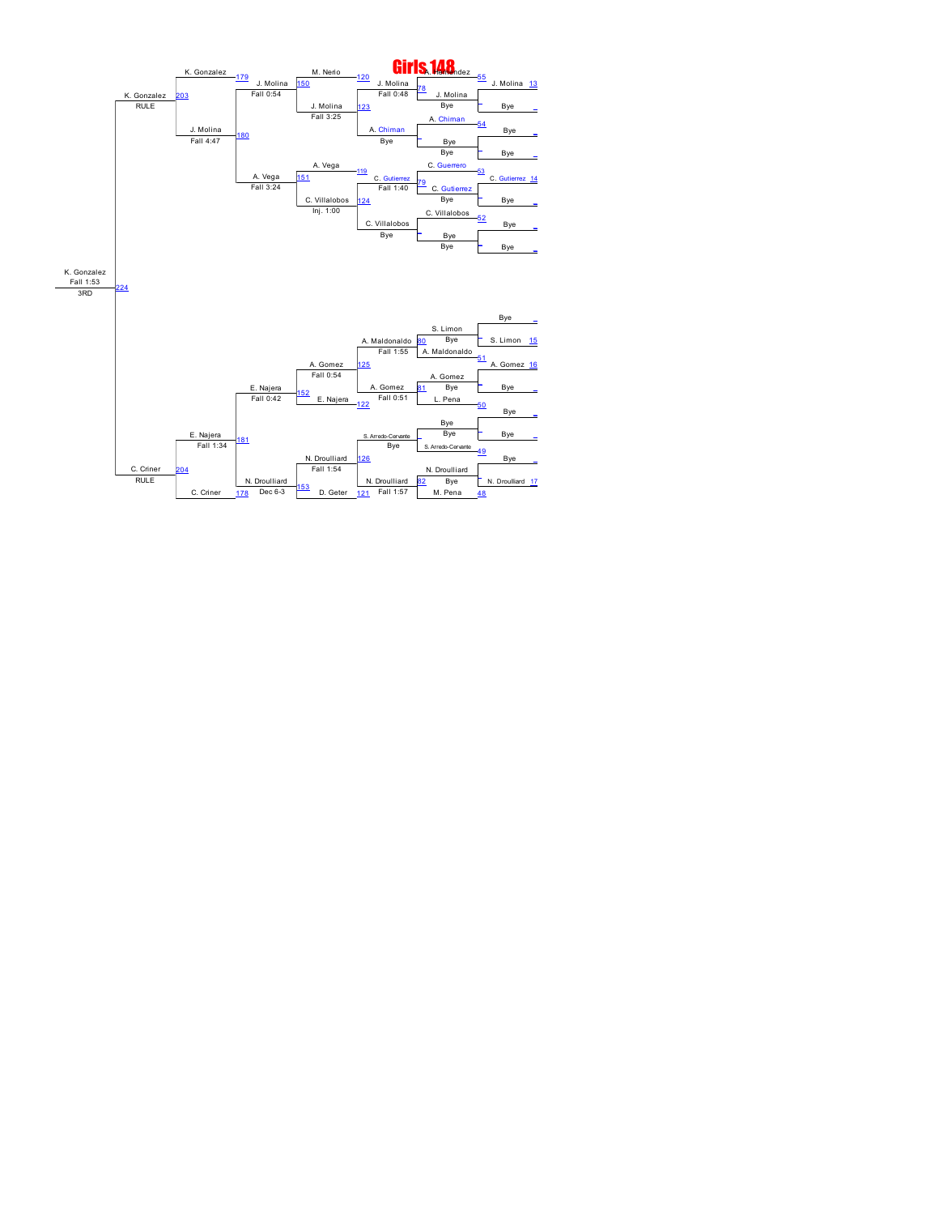# Girls 148

**Consolation bracket (top half)**

| Round | Match | Result |
|---|---|---|
| 13 | J. Molina vs Bye | J. Molina |
| 14 | C. Gutierrez vs Bye | C. Gutierrez |
| 55 | A. Hernandez vs J. Molina | J. Molina |
| 54 | A. Chiman vs Bye | A. Chiman |
| 53 | C. Guerrero vs C. Gutierrez | C. Gutierrez |
| 52 | C. Villalobos vs Bye | C. Villalobos |
| 78 | J. Molina vs Bye | J. Molina |
| 79 | C. Gutierrez vs Bye | C. Gutierrez |
| 120 | M. Nerio vs J. Molina | J. Molina, Fall 0:48 |
| 123 | J. Molina vs A. Chiman | J. Molina |
| 119 | A. Vega vs C. Gutierrez | C. Gutierrez, Fall 1:40 |
| 124 | C. Villalobos vs Bye | C. Villalobos |
| 150 | M. Nerio vs J. Molina | J. Molina, Fall 3:25 |
| 151 | A. Vega vs C. Villalobos | C. Villalobos, Inj. 1:00 |
| 179 | K. Gonzalez vs J. Molina | J. Molina, Fall 0:54 |
| 180 | J. Molina vs A. Vega | A. Vega, Fall 3:24 |
| 203 | K. Gonzalez vs J. Molina | J. Molina, Fall 4:47 |

K. Gonzalez — RULE

**Consolation bracket (bottom half)**

| Round | Match | Result |
|---|---|---|
| 15 | Bye vs S. Limon | S. Limon |
| 16 | A. Gomez vs Bye | A. Gomez |
| 17 | Bye vs N. Droulliard | N. Droulliard |
| 80 | S. Limon vs A. Maldonaldo | A. Maldonaldo, Fall 1:55 |
| 51 | A. Maldonaldo vs A. Gomez | |
| 81 | A. Gomez vs Bye | A. Gomez |
| 50 | L. Pena vs Bye | |
| 49 | Bye vs S. Arredo-Cervante | |
| 82 | N. Droulliard vs Bye | N. Droulliard |
| 48 | M. Pena vs N. Droulliard | |
| 125 | A. Maldonaldo vs A. Gomez | A. Gomez, Fall 0:54 |
| 122 | A. Gomez vs L. Pena | A. Gomez, Fall 0:51 |
| 126 | S. Arredo-Cervante vs N. Droulliard | N. Droulliard, Fall 1:54 |
| 121 | N. Droulliard vs M. Pena | N. Droulliard, Fall 1:57 |
| 152 | A. Gomez vs E. Najera | E. Najera, Fall 0:42 |
| 153 | N. Droulliard vs D. Geter | N. Droulliard, Dec 6-3 |
| 181 | E. Najera vs N. Droulliard | E. Najera, Fall 1:34 |
| 178 | C. Criner | |
| 204 | E. Najera vs C. Criner | C. Criner, RULE |

**3RD (224):** K. Gonzalez vs C. Criner — K. Gonzalez, Fall 1:53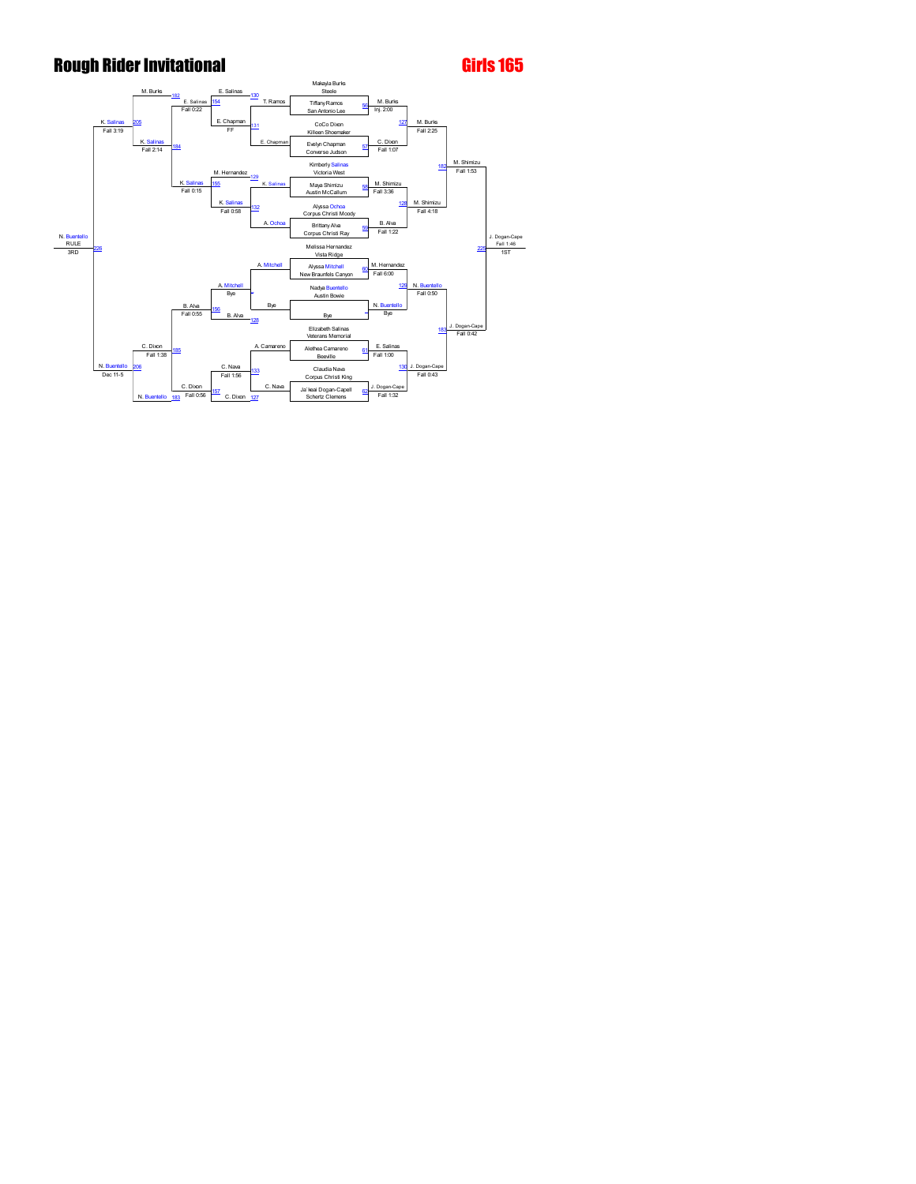# Rough Rider Invitational

## Girls 165

### Championship Bracket

**Opening round**

| Bout | Wrestler | School | Winner | Result |
|---|---|---|---|---|
| 56 | Tiffany Ramos | San Antonio Lee | M. Burks | Inj. 2:00 |
| | Makayla Burks | Steele | | |
| 57 | Evelyn Chapman | Converse Judson | C. Dixon | Fall 1:07 |
| | CoCo Dixon | Killeen Shoemaker | | |
| 58 | Maya Shimizu | Austin McCallum | M. Shimizu | Fall 3:36 |
| | Kimberly Salinas | Victoria West | | |
| 59 | Brittany Alva | Corpus Christi Ray | B. Alva | Fall 1:22 |
| | Alyssa Ochoa | Corpus Christi Moody | | |
| 60 | Alyssa Mitchell | New Braunfels Canyon | M. Hernandez | Fall 6:00 |
| | Melissa Hernandez | Vista Ridge | | |
| — | Bye | | N. Buentello | Bye |
| | Nadya Buentello | Austin Bowie | | |
| 61 | Alethea Camareno | Beeville | E. Salinas | Fall 1:00 |
| | Elizabeth Salinas | Veterans Memorial | | |
| 62 | Ja'leaii Dogan-Capell | Schertz Clemens | J. Dogan-Cape | Fall 1:32 |
| | Claudia Nava | Corpus Christi King | | |

**Quarterfinals**

| Bout | Winner | Result |
|---|---|---|
| 127 | M. Burks | Fall 2:25 |
| 128 | M. Shimizu | Fall 4:18 |
| 129 | N. Buentello | Fall 0:50 |
| 130 | J. Dogan-Cape | Fall 0:43 |

**Semifinals**

| Bout | Winner | Result |
|---|---|---|
| 182 | M. Shimizu | Fall 1:53 |
| 183 | J. Dogan-Cape | Fall 0:42 |

**Final**

| Bout | Winner | Result | Place |
|---|---|---|---|
| 225 | J. Dogan-Cape | Fall 1:46 | 1ST |

### Consolation Bracket

| Bout | Matchup | Winner | Result |
|---|---|---|---|
| 130 | T. Ramos vs. E. Salinas | E. Salinas | |
| 131 | E. Chapman vs. E. Chapman | E. Chapman | FF |
| 129 | K. Salinas vs. M. Hernandez | M. Hernandez | |
| 132 | A. Ochoa vs. K. Salinas | K. Salinas | Fall 0:58 |
| — | A. Mitchell vs. Bye | A. Mitchell | Bye |
| 128 | Bye vs. B. Alva | B. Alva | |
| 133 | A. Camareno vs. C. Nava | C. Nava | Fall 1:56 |
| 127 | C. Nava vs. C. Dixon | C. Dixon | |
| 154 | E. Salinas vs. E. Chapman | E. Salinas | Fall 0:22 |
| 155 | M. Hernandez vs. K. Salinas | K. Salinas | Fall 0:15 |
| 156 | A. Mitchell vs. B. Alva | B. Alva | Fall 0:55 |
| 157 | C. Nava vs. C. Dixon | C. Dixon | Fall 0:56 |
| 182 | M. Burks vs. E. Salinas | M. Burks | |
| 184 | K. Salinas vs. K. Salinas | K. Salinas | Fall 2:14 |
| 185 | C. Dixon vs. B. Alva | C. Dixon | Fall 1:38 |
| 183 | N. Buentello vs. C. Dixon | N. Buentello | |
| 205 | M. Burks vs. K. Salinas | K. Salinas | Fall 3:19 |
| 206 | C. Dixon vs. N. Buentello | N. Buentello | Dec 11-5 |
| 226 | K. Salinas vs. N. Buentello | N. Buentello | RULE |

3RD: N. Buentello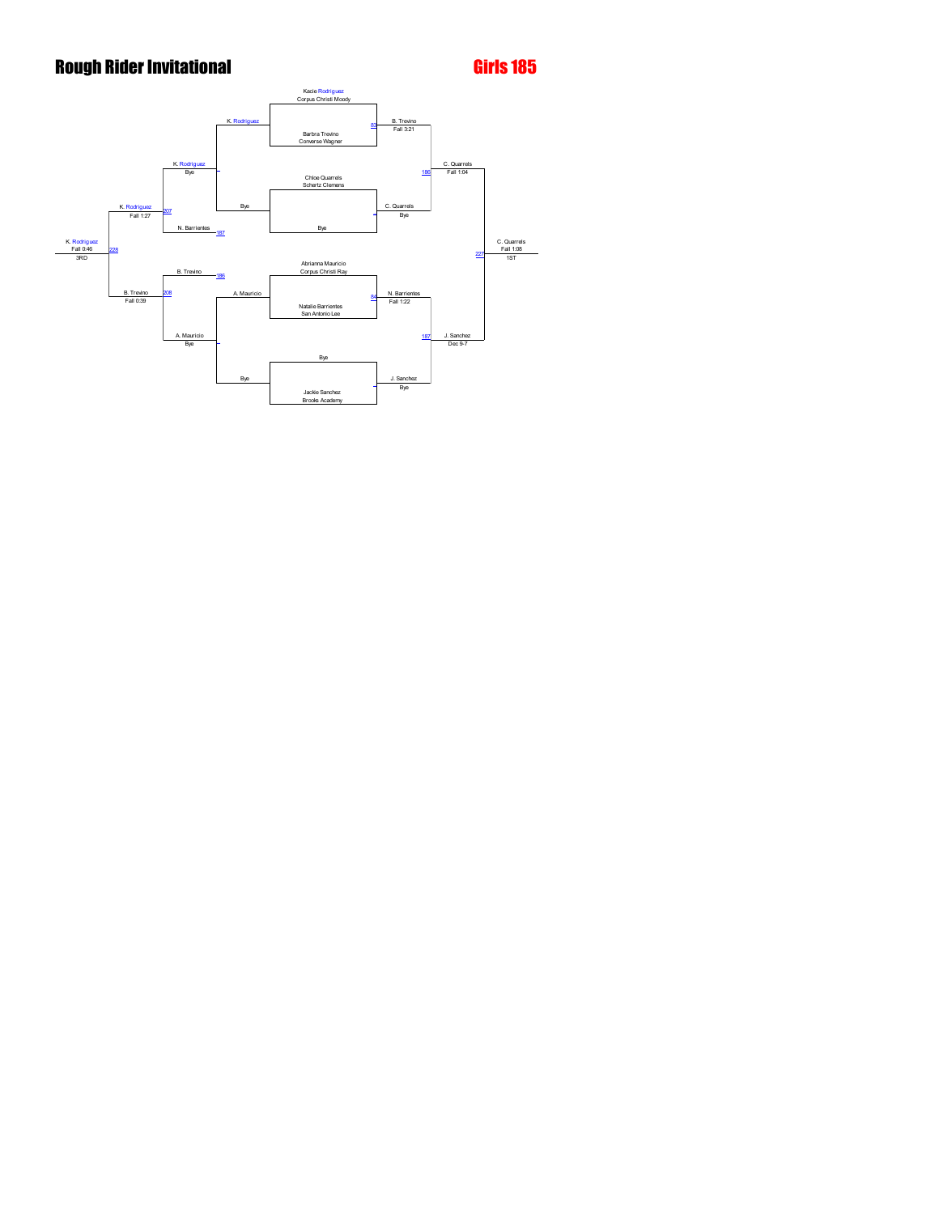# Rough Rider Invitational

## Girls 185

**Championship Bracket**

- Kacie Rodriguez, Corpus Christi Moody vs. Barbra Trevino, Converse Wagner — Bout 83 — B. Trevino, Fall 3:21
- Chloe Quarrels, Schertz Clemens vs. Bye — C. Quarrels, Bye
- B. Trevino vs. C. Quarrels — Bout 186 — C. Quarrels, Fall 1:04
- Abrianna Mauricio, Corpus Christi Ray vs. Natalie Barrientes, San Antonio Lee — Bout 84 — N. Barrientes, Fall 1:22
- Bye vs. Jackie Sanchez, Brooks Academy — J. Sanchez, Bye
- N. Barrientes vs. J. Sanchez — Bout 187 — J. Sanchez, Dec 9-7
- C. Quarrels vs. J. Sanchez — Bout 227 — C. Quarrels, Fall 1:08 — 1ST

**Consolation Bracket**

- K. Rodriguez vs. Bye — K. Rodriguez, Bye
- A. Mauricio vs. Bye — A. Mauricio, Bye
- K. Rodriguez vs. N. Barrientes (from 187) — Bout 207 — K. Rodriguez, Fall 1:27
- B. Trevino (from 186) vs. A. Mauricio — Bout 208 — B. Trevino, Fall 0:39
- K. Rodriguez vs. B. Trevino — Bout 228 — K. Rodriguez, Fall 0:46 — 3RD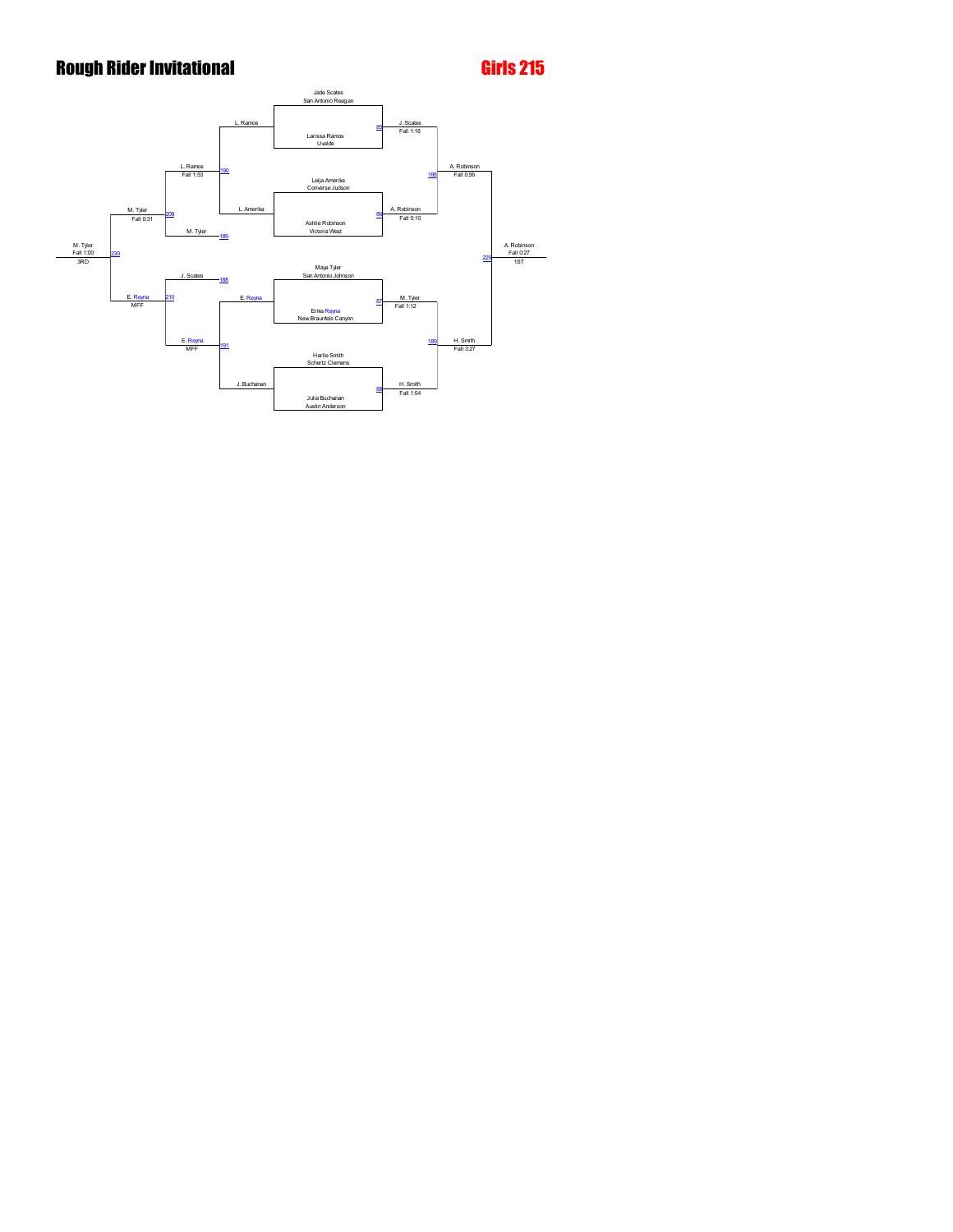# Rough Rider Invitational

## Girls 215

Jade Scates
San Antonio Reagan

L. Ramos

Larissa Ramos
Uvalde

85

J. Scates
Fall 1:18

L. Ramos
Fall 1:53

190

Leija Amerika
Converse Judson

188

A. Robinson
Fall 0:56

L. Amerika

Ashlie Robinson
Victoria West

86

A. Robinson
Fall 0:10

M. Tyler
Fall 0:31

209

M. Tyler

189

M. Tyler
Fall 1:00
3RD

230

229

A. Robinson
Fall 0:27
1ST

J. Scates

188

Maya Tyler
San Antonio Johnson

E. Reyna
MFF

210

E. Reyna

Erika Reyna
New Braunfels Canyon

87

M. Tyler
Fall 1:12

E. Reyna
MFF

191

189

H. Smith
Fall 3:27

Harlie Smith
Schertz Clemens

J. Buchanan

Julia Buchanan
Austin Anderson

88

H. Smith
Fall 1:54